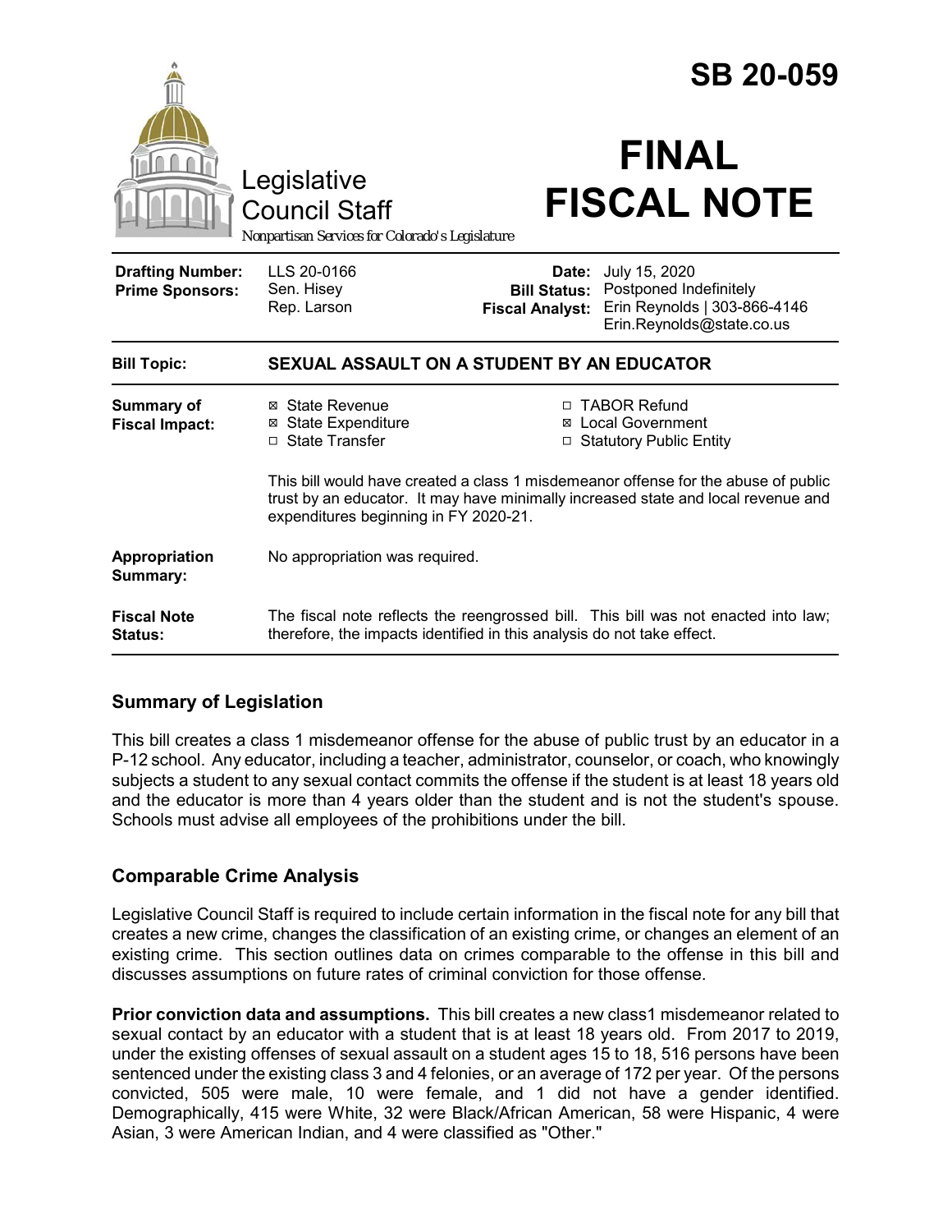# SB 20-059

Legislative Council Staff

*Nonpartisan Services for Colorado's Legislature*

# FINAL FISCAL NOTE

| | | | |
|---|---|---|---|
| **Drafting Number:** | LLS 20-0166 | **Date:** | July 15, 2020 |
| **Prime Sponsors:** | Sen. Hisey<br>Rep. Larson | **Bill Status:** | Postponed Indefinitely |
| | | **Fiscal Analyst:** | Erin Reynolds \| 303-866-4146<br>Erin.Reynolds@state.co.us |

| | |
|---|---|
| **Bill Topic:** | **SEXUAL ASSAULT ON A STUDENT BY AN EDUCATOR** |
| **Summary of Fiscal Impact:** | ☒ State Revenue ☒ State Expenditure ☐ State Transfer ☐ TABOR Refund ☒ Local Government ☐ Statutory Public Entity<br><br>This bill would have created a class 1 misdemeanor offense for the abuse of public trust by an educator. It may have minimally increased state and local revenue and expenditures beginning in FY 2020-21. |
| **Appropriation Summary:** | No appropriation was required. |
| **Fiscal Note Status:** | The fiscal note reflects the reengrossed bill. This bill was not enacted into law; therefore, the impacts identified in this analysis do not take effect. |

## Summary of Legislation

This bill creates a class 1 misdemeanor offense for the abuse of public trust by an educator in a P-12 school. Any educator, including a teacher, administrator, counselor, or coach, who knowingly subjects a student to any sexual contact commits the offense if the student is at least 18 years old and the educator is more than 4 years older than the student and is not the student's spouse. Schools must advise all employees of the prohibitions under the bill.

## Comparable Crime Analysis

Legislative Council Staff is required to include certain information in the fiscal note for any bill that creates a new crime, changes the classification of an existing crime, or changes an element of an existing crime. This section outlines data on crimes comparable to the offense in this bill and discusses assumptions on future rates of criminal conviction for those offense.

**Prior conviction data and assumptions.** This bill creates a new class1 misdemeanor related to sexual contact by an educator with a student that is at least 18 years old. From 2017 to 2019, under the existing offenses of sexual assault on a student ages 15 to 18, 516 persons have been sentenced under the existing class 3 and 4 felonies, or an average of 172 per year. Of the persons convicted, 505 were male, 10 were female, and 1 did not have a gender identified. Demographically, 415 were White, 32 were Black/African American, 58 were Hispanic, 4 were Asian, 3 were American Indian, and 4 were classified as "Other."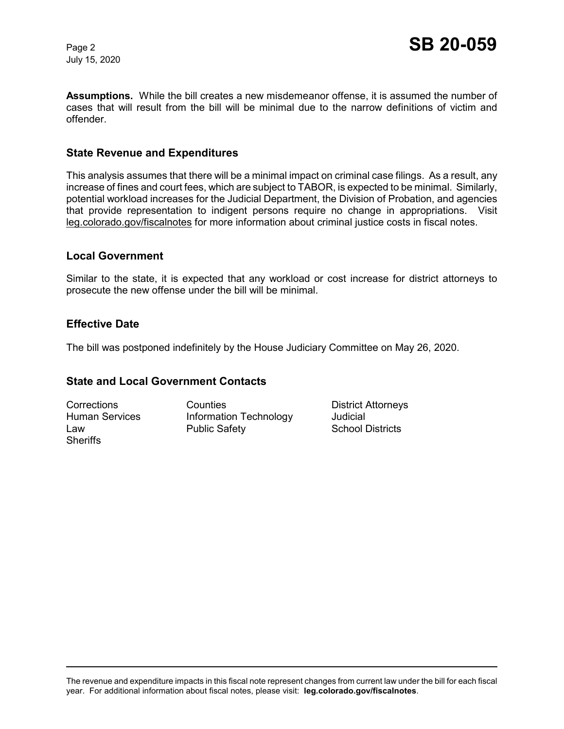**Assumptions.** While the bill creates a new misdemeanor offense, it is assumed the number of cases that will result from the bill will be minimal due to the narrow definitions of victim and offender.

## State Revenue and Expenditures

This analysis assumes that there will be a minimal impact on criminal case filings. As a result, any increase of fines and court fees, which are subject to TABOR, is expected to be minimal. Similarly, potential workload increases for the Judicial Department, the Division of Probation, and agencies that provide representation to indigent persons require no change in appropriations. Visit leg.colorado.gov/fiscalnotes for more information about criminal justice costs in fiscal notes.

## Local Government

Similar to the state, it is expected that any workload or cost increase for district attorneys to prosecute the new offense under the bill will be minimal.

## Effective Date

The bill was postponed indefinitely by the House Judiciary Committee on May 26, 2020.

## State and Local Government Contacts

| | | |
|---|---|---|
| Corrections | Counties | District Attorneys |
| Human Services | Information Technology | Judicial |
| Law | Public Safety | School Districts |
| Sheriffs | | |

The revenue and expenditure impacts in this fiscal note represent changes from current law under the bill for each fiscal year. For additional information about fiscal notes, please visit: **leg.colorado.gov/fiscalnotes**.